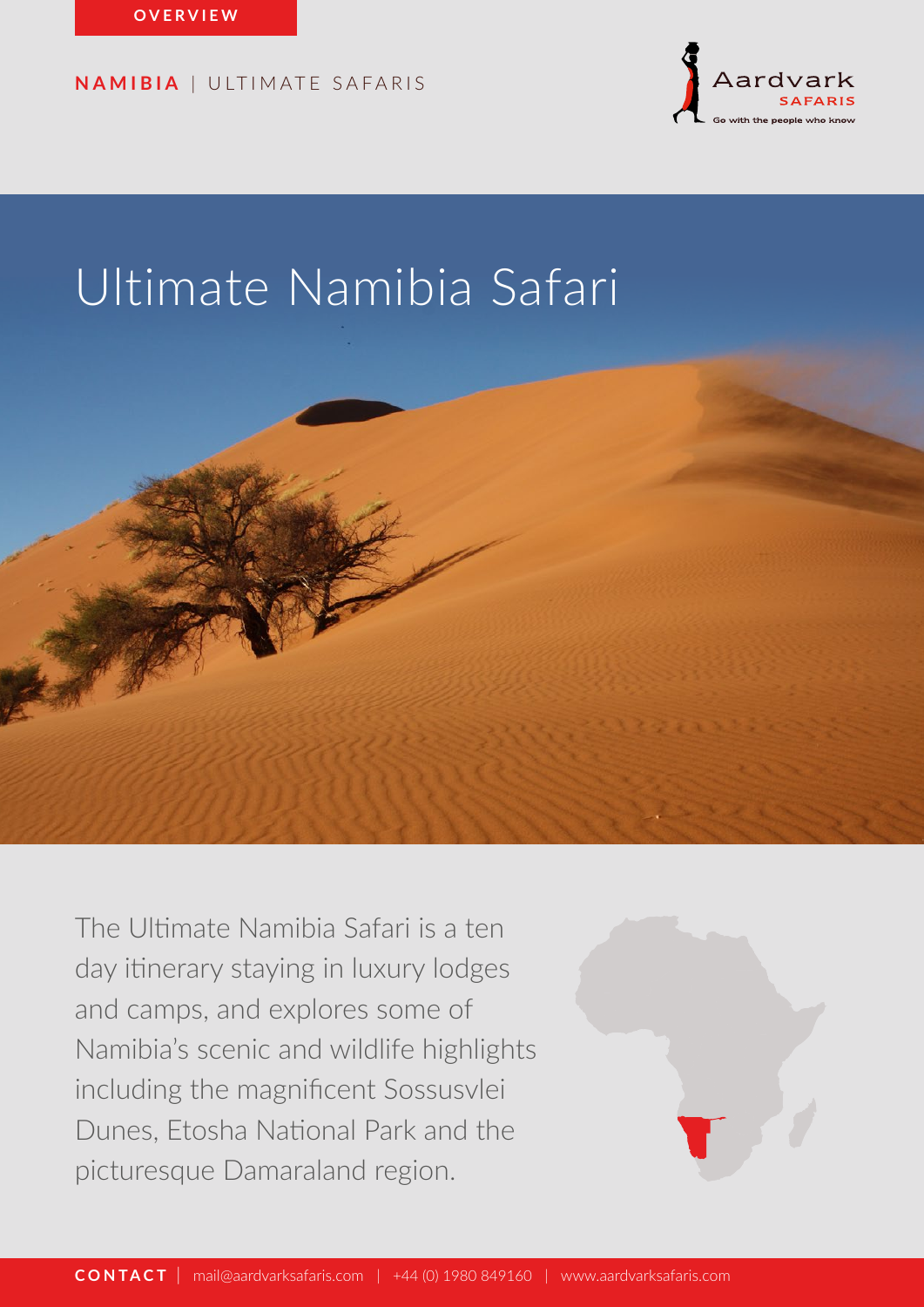OVERVIEW

**NAMIBIA** | ULTIMATE SAFARIS

Aardvark SAFARIS
Go with the people who know

# Ultimate Namibia Safari

The Ultimate Namibia Safari is a ten day itinerary staying in luxury lodges and camps, and explores some of Namibia's scenic and wildlife highlights including the magnificent Sossusvlei Dunes, Etosha National Park and the picturesque Damaraland region.

**CONTACT** | mail@aardvarksafaris.com | +44 (0) 1980 849160 | www.aardvarksafaris.com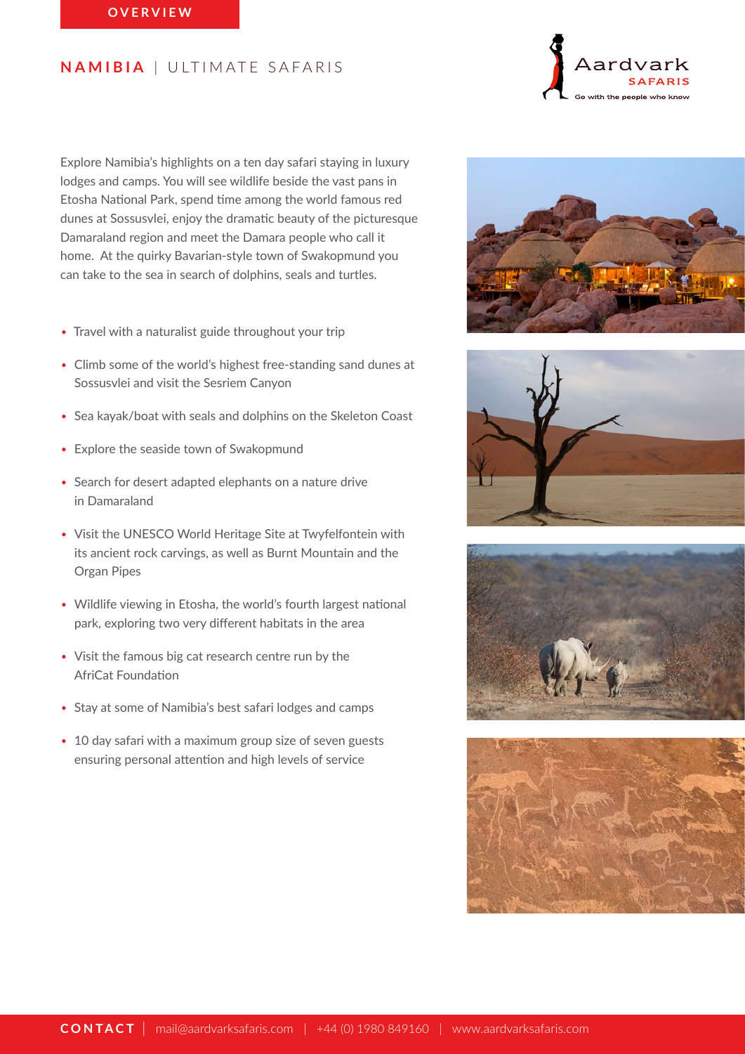OVERVIEW

## NAMIBIA | ULTIMATE SAFARIS

Explore Namibia's highlights on a ten day safari staying in luxury lodges and camps. You will see wildlife beside the vast pans in Etosha National Park, spend time among the world famous red dunes at Sossusvlei, enjoy the dramatic beauty of the picturesque Damaraland region and meet the Damara people who call it home. At the quirky Bavarian-style town of Swakopmund you can take to the sea in search of dolphins, seals and turtles.

- Travel with a naturalist guide throughout your trip
- Climb some of the world's highest free-standing sand dunes at Sossusvlei and visit the Sesriem Canyon
- Sea kayak/boat with seals and dolphins on the Skeleton Coast
- Explore the seaside town of Swakopmund
- Search for desert adapted elephants on a nature drive in Damaraland
- Visit the UNESCO World Heritage Site at Twyfelfontein with its ancient rock carvings, as well as Burnt Mountain and the Organ Pipes
- Wildlife viewing in Etosha, the world's fourth largest national park, exploring two very different habitats in the area
- Visit the famous big cat research centre run by the AfriCat Foundation
- Stay at some of Namibia's best safari lodges and camps
- 10 day safari with a maximum group size of seven guests ensuring personal attention and high levels of service

**CONTACT** | mail@aardvarksafaris.com | +44 (0) 1980 849160 | www.aardvarksafaris.com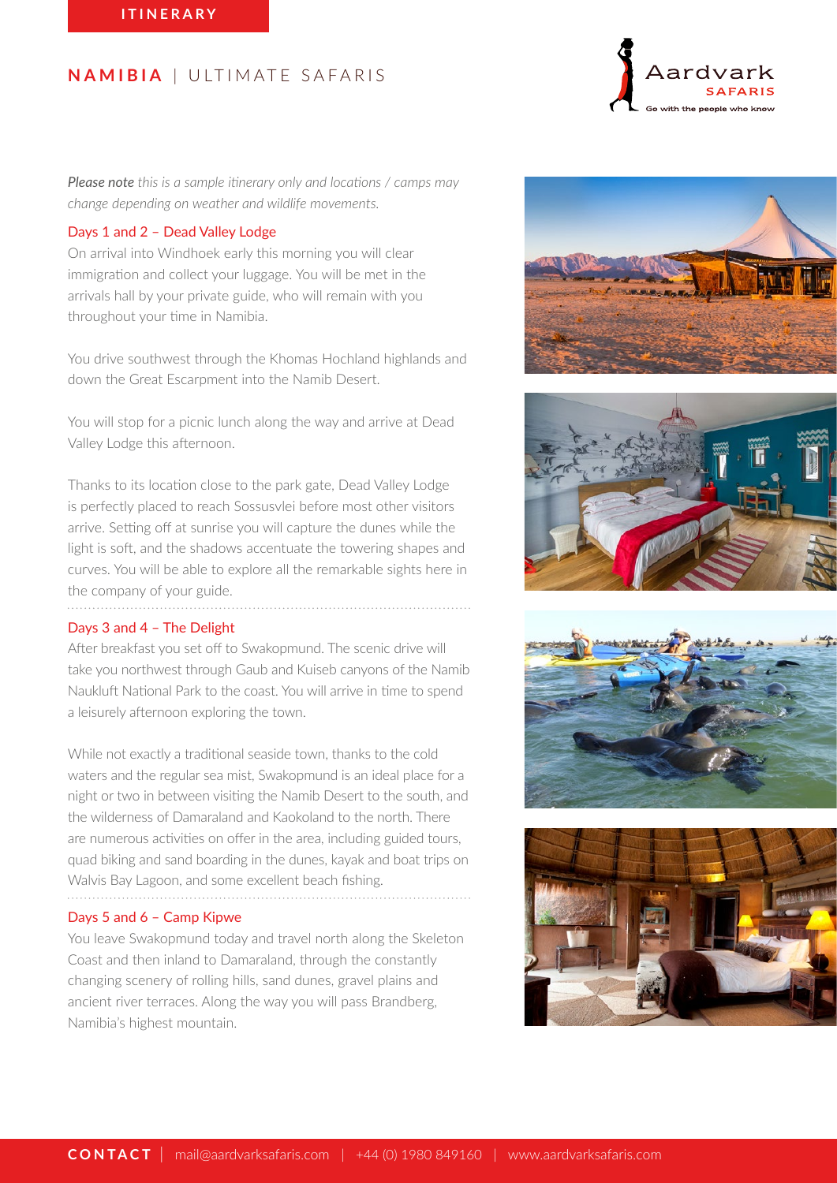ITINERARY

# NAMIBIA | ULTIMATE SAFARIS

*__Please note__ this is a sample itinerary only and locations / camps may change depending on weather and wildlife movements.*

## Days 1 and 2 – Dead Valley Lodge

On arrival into Windhoek early this morning you will clear immigration and collect your luggage. You will be met in the arrivals hall by your private guide, who will remain with you throughout your time in Namibia.

You drive southwest through the Khomas Hochland highlands and down the Great Escarpment into the Namib Desert.

You will stop for a picnic lunch along the way and arrive at Dead Valley Lodge this afternoon.

Thanks to its location close to the park gate, Dead Valley Lodge is perfectly placed to reach Sossusvlei before most other visitors arrive. Setting off at sunrise you will capture the dunes while the light is soft, and the shadows accentuate the towering shapes and curves. You will be able to explore all the remarkable sights here in the company of your guide.

## Days 3 and 4 – The Delight

After breakfast you set off to Swakopmund. The scenic drive will take you northwest through Gaub and Kuiseb canyons of the Namib Naukluft National Park to the coast. You will arrive in time to spend a leisurely afternoon exploring the town.

While not exactly a traditional seaside town, thanks to the cold waters and the regular sea mist, Swakopmund is an ideal place for a night or two in between visiting the Namib Desert to the south, and the wilderness of Damaraland and Kaokoland to the north. There are numerous activities on offer in the area, including guided tours, quad biking and sand boarding in the dunes, kayak and boat trips on Walvis Bay Lagoon, and some excellent beach fishing.

## Days 5 and 6 – Camp Kipwe

You leave Swakopmund today and travel north along the Skeleton Coast and then inland to Damaraland, through the constantly changing scenery of rolling hills, sand dunes, gravel plains and ancient river terraces. Along the way you will pass Brandberg, Namibia's highest mountain.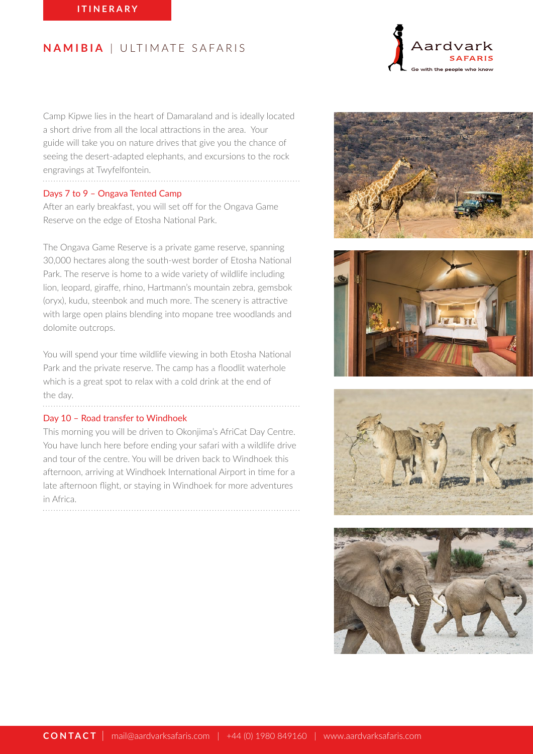Camp Kipwe lies in the heart of Damaraland and is ideally located a short drive from all the local attractions in the area. Your guide will take you on nature drives that give you the chance of seeing the desert-adapted elephants, and excursions to the rock engravings at Twyfelfontein.

### Days 7 to 9 – Ongava Tented Camp

After an early breakfast, you will set off for the Ongava Game Reserve on the edge of Etosha National Park.

The Ongava Game Reserve is a private game reserve, spanning 30,000 hectares along the south-west border of Etosha National Park. The reserve is home to a wide variety of wildlife including lion, leopard, giraffe, rhino, Hartmann's mountain zebra, gemsbok (oryx), kudu, steenbok and much more. The scenery is attractive with large open plains blending into mopane tree woodlands and dolomite outcrops.

You will spend your time wildlife viewing in both Etosha National Park and the private reserve. The camp has a floodlit waterhole which is a great spot to relax with a cold drink at the end of the day.

### Day 10 – Road transfer to Windhoek

This morning you will be driven to Okonjima's AfriCat Day Centre. You have lunch here before ending your safari with a wildlife drive and tour of the centre. You will be driven back to Windhoek this afternoon, arriving at Windhoek International Airport in time for a late afternoon flight, or staying in Windhoek for more adventures in Africa.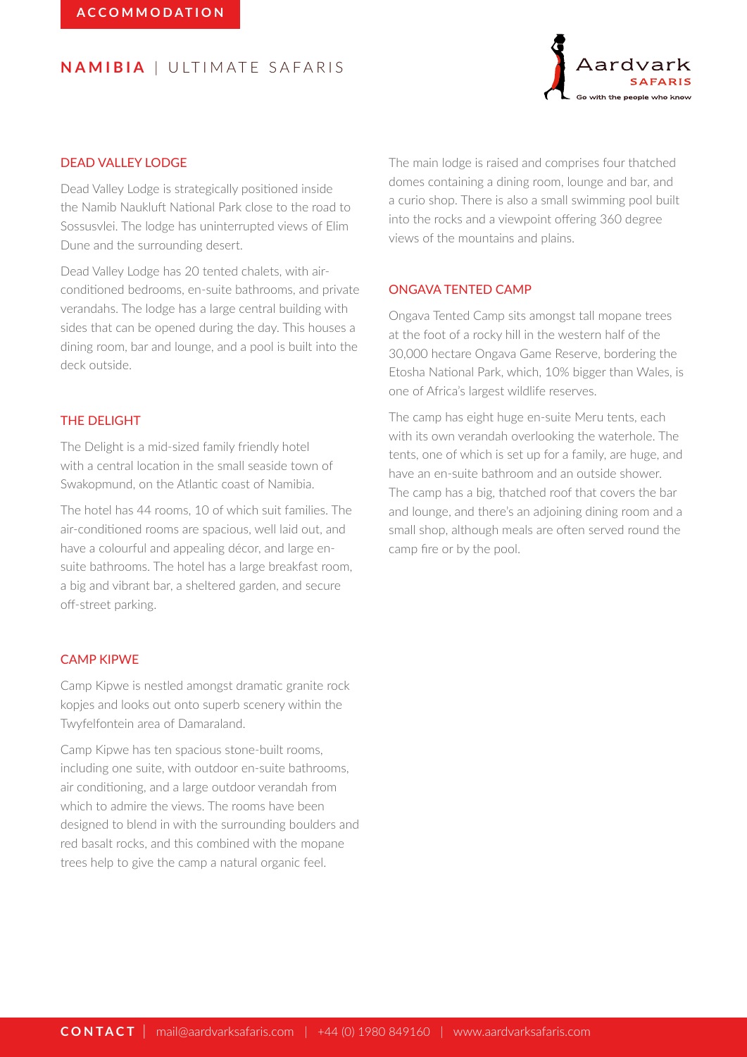## DEAD VALLEY LODGE

Dead Valley Lodge is strategically positioned inside the Namib Naukluft National Park close to the road to Sossusvlei. The lodge has uninterrupted views of Elim Dune and the surrounding desert.

Dead Valley Lodge has 20 tented chalets, with air-conditioned bedrooms, en-suite bathrooms, and private verandahs. The lodge has a large central building with sides that can be opened during the day. This houses a dining room, bar and lounge, and a pool is built into the deck outside.

## THE DELIGHT

The Delight is a mid-sized family friendly hotel with a central location in the small seaside town of Swakopmund, on the Atlantic coast of Namibia.

The hotel has 44 rooms, 10 of which suit families. The air-conditioned rooms are spacious, well laid out, and have a colourful and appealing décor, and large en-suite bathrooms. The hotel has a large breakfast room, a big and vibrant bar, a sheltered garden, and secure off-street parking.

## CAMP KIPWE

Camp Kipwe is nestled amongst dramatic granite rock kopjes and looks out onto superb scenery within the Twyfelfontein area of Damaraland.

Camp Kipwe has ten spacious stone-built rooms, including one suite, with outdoor en-suite bathrooms, air conditioning, and a large outdoor verandah from which to admire the views. The rooms have been designed to blend in with the surrounding boulders and red basalt rocks, and this combined with the mopane trees help to give the camp a natural organic feel.

The main lodge is raised and comprises four thatched domes containing a dining room, lounge and bar, and a curio shop. There is also a small swimming pool built into the rocks and a viewpoint offering 360 degree views of the mountains and plains.

## ONGAVA TENTED CAMP

Ongava Tented Camp sits amongst tall mopane trees at the foot of a rocky hill in the western half of the 30,000 hectare Ongava Game Reserve, bordering the Etosha National Park, which, 10% bigger than Wales, is one of Africa's largest wildlife reserves.

The camp has eight huge en-suite Meru tents, each with its own verandah overlooking the waterhole. The tents, one of which is set up for a family, are huge, and have an en-suite bathroom and an outside shower. The camp has a big, thatched roof that covers the bar and lounge, and there's an adjoining dining room and a small shop, although meals are often served round the camp fire or by the pool.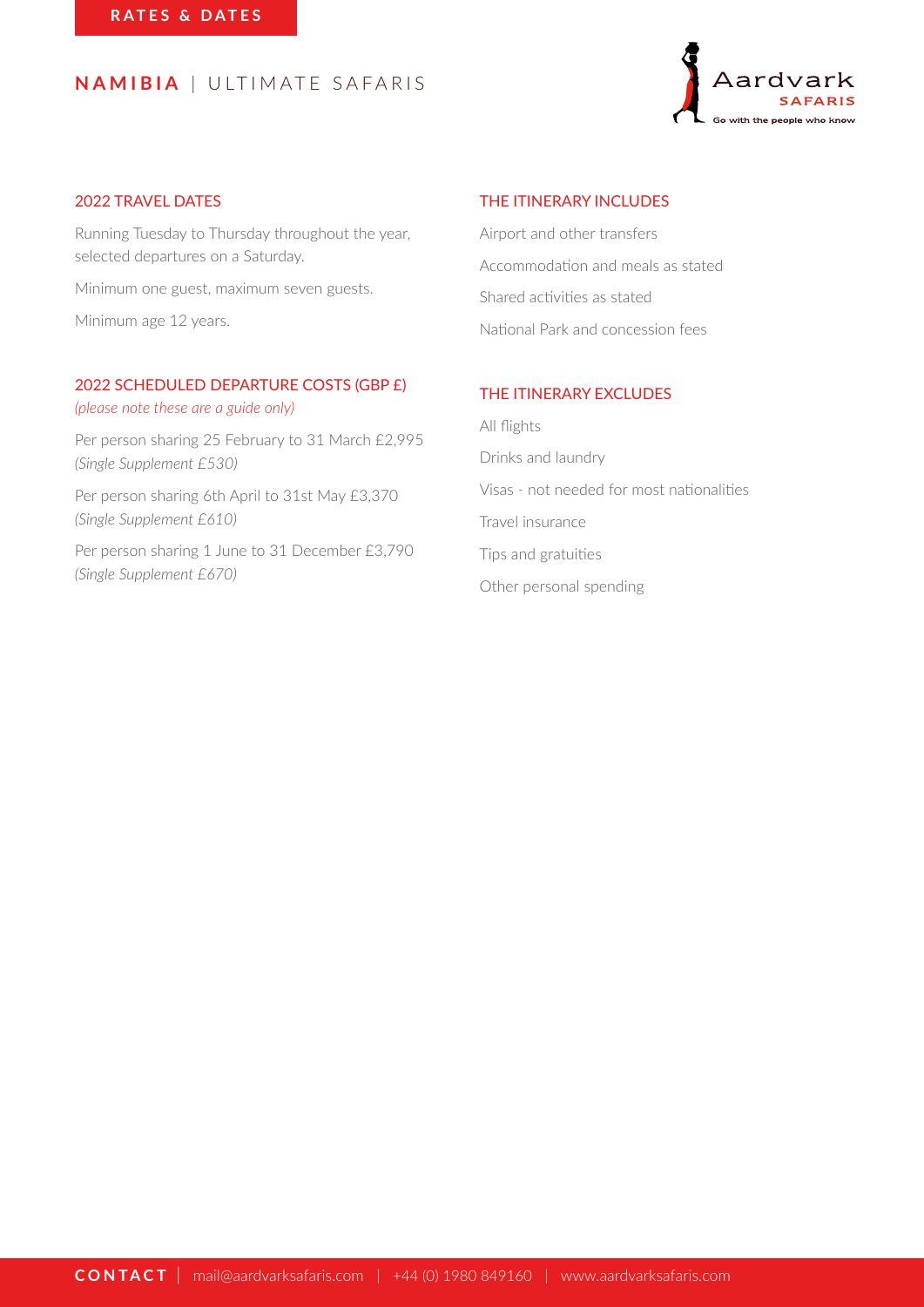RATES & DATES

# NAMIBIA | ULTIMATE SAFARIS

## 2022 TRAVEL DATES

Running Tuesday to Thursday throughout the year, selected departures on a Saturday.

Minimum one guest, maximum seven guests.

Minimum age 12 years.

## 2022 SCHEDULED DEPARTURE COSTS (GBP £)

*(please note these are a guide only)*

Per person sharing 25 February to 31 March £2,995
*(Single Supplement £530)*

Per person sharing 6th April to 31st May £3,370
*(Single Supplement £610)*

Per person sharing 1 June to 31 December £3,790
*(Single Supplement £670)*

## THE ITINERARY INCLUDES

Airport and other transfers

Accommodation and meals as stated

Shared activities as stated

National Park and concession fees

## THE ITINERARY EXCLUDES

All flights

Drinks and laundry

Visas - not needed for most nationalities

Travel insurance

Tips and gratuities

Other personal spending

**CONTACT** | mail@aardvarksafaris.com | +44 (0) 1980 849160 | www.aardvarksafaris.com